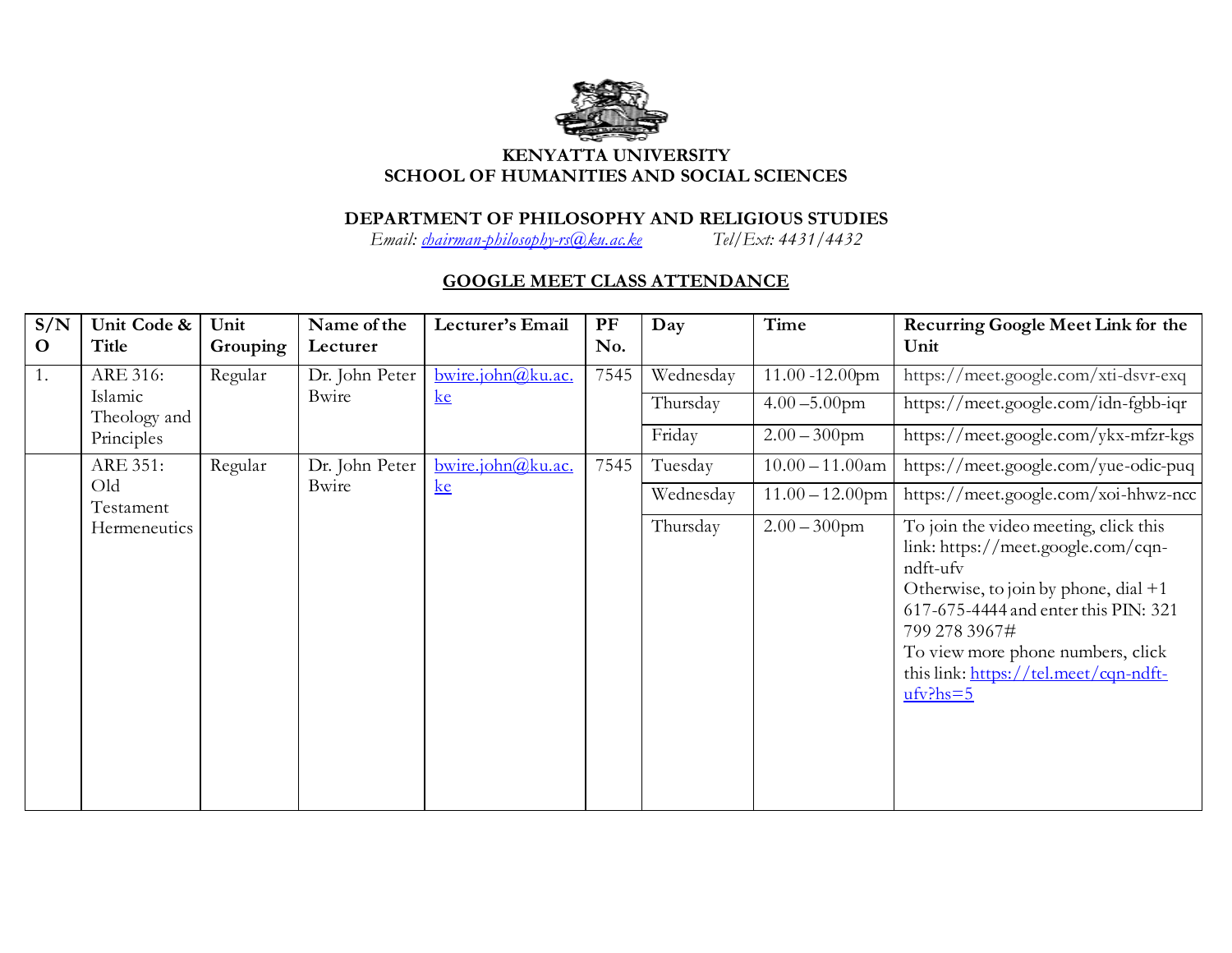**KENYATTA UNIVERSITY**
**SCHOOL OF HUMANITIES AND SOCIAL SCIENCES**

**DEPARTMENT OF PHILOSOPHY AND RELIGIOUS STUDIES**
*Email: chairman-philosophy-rs@ku.ac.ke* *Tel/Ext: 4431/4432*

**GOOGLE MEET CLASS ATTENDANCE**

| S/NO | Unit Code & Title | Unit Grouping | Name of the Lecturer | Lecturer's Email | PF No. | Day | Time | Recurring Google Meet Link for the Unit |
|---|---|---|---|---|---|---|---|---|
| 1. | ARE 316: Islamic Theology and Principles | Regular | Dr. John Peter Bwire | bwire.john@ku.ac.ke | 7545 | Wednesday | 11.00 -12.00pm | https://meet.google.com/xti-dsvr-exq |
| | | | | | | Thursday | 4.00 –5.00pm | https://meet.google.com/idn-fgbb-iqr |
| | | | | | | Friday | 2.00 – 300pm | https://meet.google.com/ykx-mfzr-kgs |
| | ARE 351: Old Testament Hermeneutics | Regular | Dr. John Peter Bwire | bwire.john@ku.ac.ke | 7545 | Tuesday | 10.00 – 11.00am | https://meet.google.com/yue-odic-puq |
| | | | | | | Wednesday | 11.00 – 12.00pm | https://meet.google.com/xoi-hhwz-ncc |
| | | | | | | Thursday | 2.00 – 300pm | To join the video meeting, click this link: https://meet.google.com/cqn-ndft-ufv Otherwise, to join by phone, dial +1 617-675-4444 and enter this PIN: 321 799 278 3967# To view more phone numbers, click this link: https://tel.meet/cqn-ndft-ufv?hs=5 |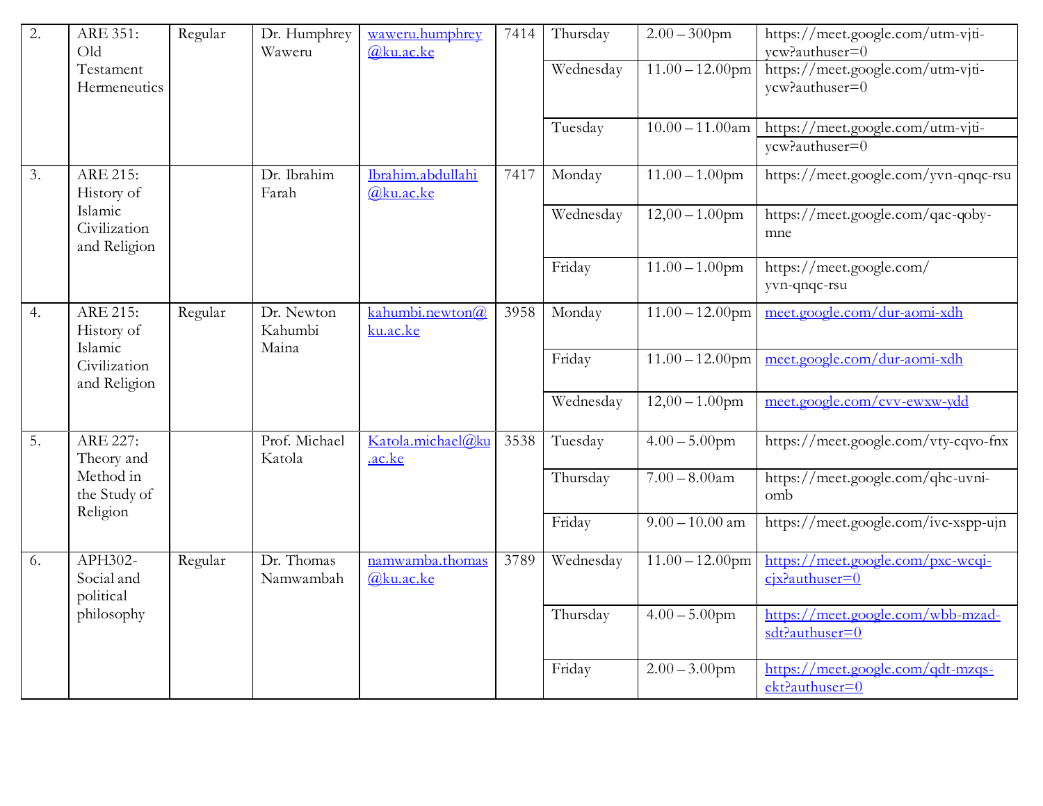| 2. | ARE 351: Old Testament Hermeneutics | Regular | Dr. Humphrey Waweru | waweru.humphrey@ku.ac.ke | 7414 | Thursday | 2.00 – 300pm | https://meet.google.com/utm-vjti-ycw?authuser=0 |
|---|---|---|---|---|---|---|---|---|
| | | | | | | Wednesday | 11.00 – 12.00pm | https://meet.google.com/utm-vjti-ycw?authuser=0 |
| | | | | | | Tuesday | 10.00 – 11.00am | https://meet.google.com/utm-vjti-ycw?authuser=0 |
| 3. | ARE 215: History of Islamic Civilization and Religion | | Dr. Ibrahim Farah | Ibrahim.abdullahi@ku.ac.ke | 7417 | Monday | 11.00 – 1.00pm | https://meet.google.com/yvn-qnqc-rsu |
| | | | | | | Wednesday | 12,00 – 1.00pm | https://meet.google.com/qac-qoby-mne |
| | | | | | | Friday | 11.00 – 1.00pm | https://meet.google.com/yvn-qnqc-rsu |
| 4. | ARE 215: History of Islamic Civilization and Religion | Regular | Dr. Newton Kahumbi Maina | kahumbi.newton@ku.ac.ke | 3958 | Monday | 11.00 – 12.00pm | meet.google.com/dur-aomi-xdh |
| | | | | | | Friday | 11.00 – 12.00pm | meet.google.com/dur-aomi-xdh |
| | | | | | | Wednesday | 12,00 – 1.00pm | meet.google.com/cvv-ewxw-ydd |
| 5. | ARE 227: Theory and Method in the Study of Religion | | Prof. Michael Katola | Katola.michael@ku.ac.ke | 3538 | Tuesday | 4.00 – 5.00pm | https://meet.google.com/vty-cqvo-fnx |
| | | | | | | Thursday | 7.00 – 8.00am | https://meet.google.com/qhc-uvni-omb |
| | | | | | | Friday | 9.00 – 10.00 am | https://meet.google.com/ivc-xspp-ujn |
| 6. | APH302- Social and political philosophy | Regular | Dr. Thomas Namwambah | namwamba.thomas@ku.ac.ke | 3789 | Wednesday | 11.00 – 12.00pm | https://meet.google.com/pxc-wcqi-cjx?authuser=0 |
| | | | | | | Thursday | 4.00 – 5.00pm | https://meet.google.com/wbb-mzad-sdt?authuser=0 |
| | | | | | | Friday | 2.00 – 3.00pm | https://meet.google.com/qdt-mzqs-ekt?authuser=0 |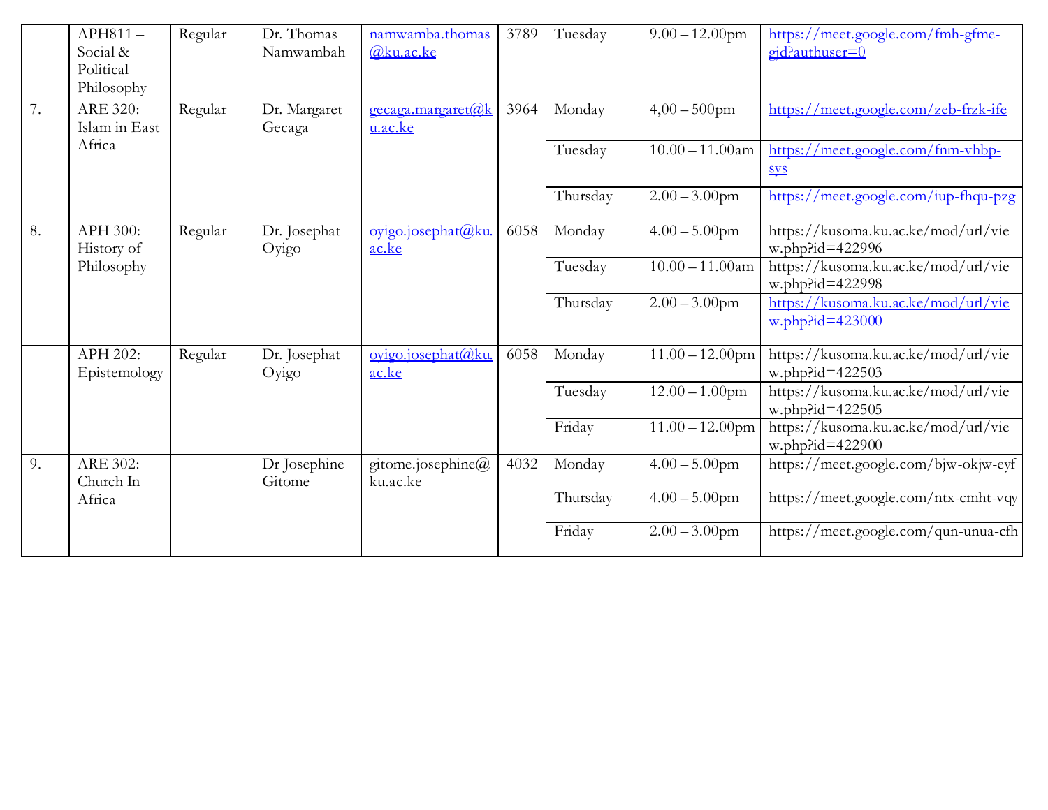| | | | | | | | | |
|---|---|---|---|---|---|---|---|---|
| | APH811 – Social & Political Philosophy | Regular | Dr. Thomas Namwambah | namwamba.thomas@ku.ac.ke | 3789 | Tuesday | 9.00 – 12.00pm | https://meet.google.com/fmh-gfme-gjd?authuser=0 |
| 7. | ARE 320: Islam in East Africa | Regular | Dr. Margaret Gecaga | gecaga.margaret@ku.ac.ke | 3964 | Monday | 4,00 – 500pm | https://meet.google.com/zeb-frzk-ife |
| | | | | | | Tuesday | 10.00 – 11.00am | https://meet.google.com/fnm-vhbp-sys |
| | | | | | | Thursday | 2.00 – 3.00pm | https://meet.google.com/iup-fhqu-pzg |
| 8. | APH 300: History of Philosophy | Regular | Dr. Josephat Oyigo | oyigo.josephat@ku.ac.ke | 6058 | Monday | 4.00 – 5.00pm | https://kusoma.ku.ac.ke/mod/url/view.php?id=422996 |
| | | | | | | Tuesday | 10.00 – 11.00am | https://kusoma.ku.ac.ke/mod/url/view.php?id=422998 |
| | | | | | | Thursday | 2.00 – 3.00pm | https://kusoma.ku.ac.ke/mod/url/view.php?id=423000 |
| | APH 202: Epistemology | Regular | Dr. Josephat Oyigo | oyigo.josephat@ku.ac.ke | 6058 | Monday | 11.00 – 12.00pm | https://kusoma.ku.ac.ke/mod/url/view.php?id=422503 |
| | | | | | | Tuesday | 12.00 – 1.00pm | https://kusoma.ku.ac.ke/mod/url/view.php?id=422505 |
| | | | | | | Friday | 11.00 – 12.00pm | https://kusoma.ku.ac.ke/mod/url/view.php?id=422900 |
| 9. | ARE 302: Church In Africa | | Dr Josephine Gitome | gitome.josephine@ku.ac.ke | 4032 | Monday | 4.00 – 5.00pm | https://meet.google.com/bjw-okjw-eyf |
| | | | | | | Thursday | 4.00 – 5.00pm | https://meet.google.com/ntx-cmht-vqy |
| | | | | | | Friday | 2.00 – 3.00pm | https://meet.google.com/qun-unua-cfh |